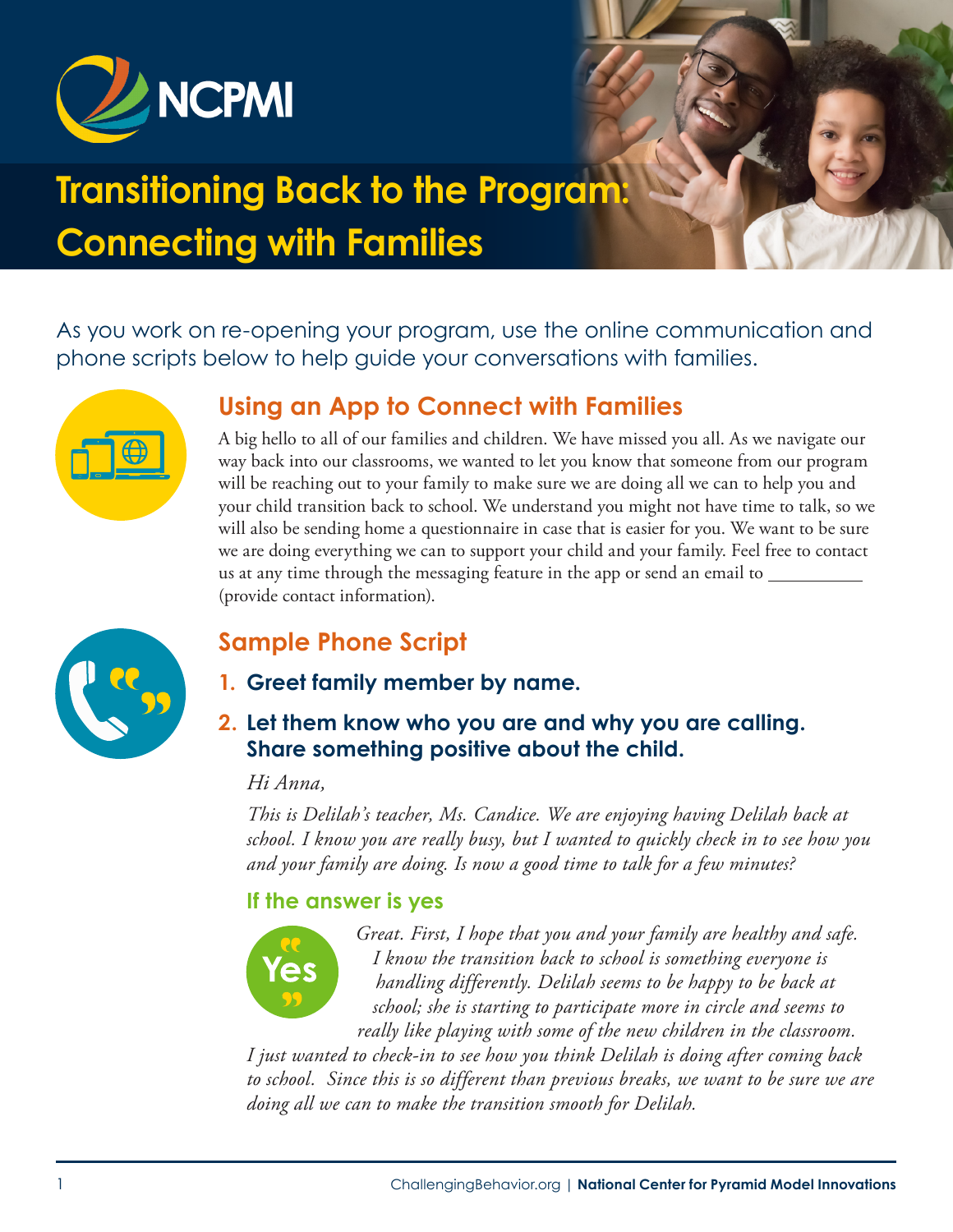# Transitioning Back to the Program: Connecting with Families

As you work on re-opening your program, use the online communication and phone scripts below to help guide your conversations with families.

## Using an App to Connect with Families

A big hello to all of our families and children. We have missed you all. As we navigate our way back into our classrooms, we wanted to let you know that someone from our program will be reaching out to your family to make sure we are doing all we can to help you and your child transition back to school. We understand you might not have time to talk, so we will also be sending home a questionnaire in case that is easier for you. We want to be sure we are doing everything we can to support your child and your family. Feel free to contact us at any time through the messaging feature in the app or send an email to __________ (provide contact information).

## Sample Phone Script

1. **Greet family member by name.**
2. **Let them know who you are and why you are calling. Share something positive about the child.**

*Hi Anna,*

*This is Delilah's teacher, Ms. Candice. We are enjoying having Delilah back at school. I know you are really busy, but I wanted to quickly check in to see how you and your family are doing. Is now a good time to talk for a few minutes?*

### If the answer is yes

*Great. First, I hope that you and your family are healthy and safe. I know the transition back to school is something everyone is handling differently. Delilah seems to be happy to be back at school; she is starting to participate more in circle and seems to really like playing with some of the new children in the classroom. I just wanted to check-in to see how you think Delilah is doing after coming back to school. Since this is so different than previous breaks, we want to be sure we are doing all we can to make the transition smooth for Delilah.*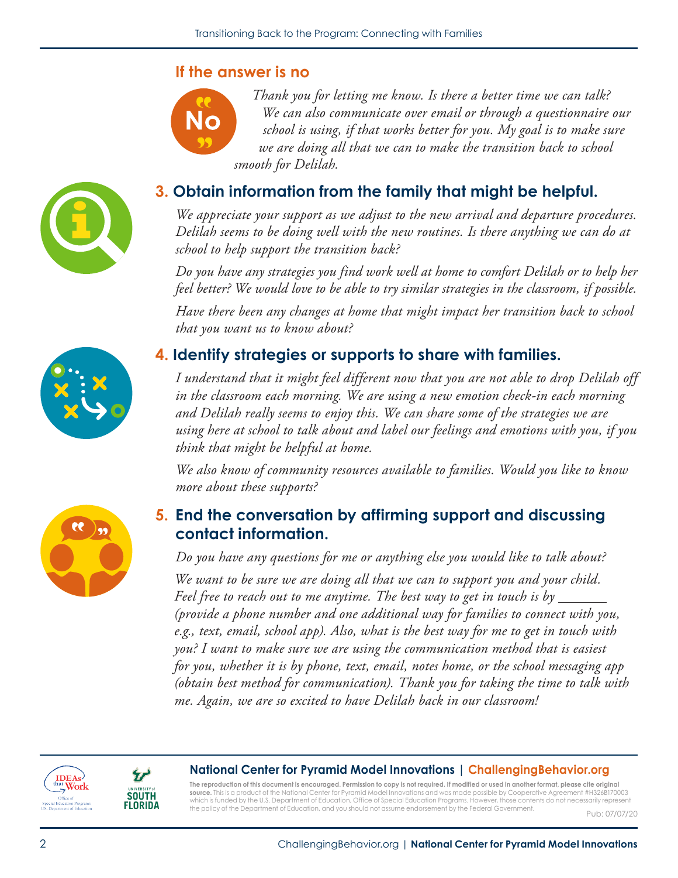### If the answer is no

No

*Thank you for letting me know. Is there a better time we can talk? We can also communicate over email or through a questionnaire our school is using, if that works better for you. My goal is to make sure we are doing all that we can to make the transition back to school smooth for Delilah.*

## 3. Obtain information from the family that might be helpful.

*We appreciate your support as we adjust to the new arrival and departure procedures. Delilah seems to be doing well with the new routines. Is there anything we can do at school to help support the transition back?*

*Do you have any strategies you find work well at home to comfort Delilah or to help her feel better? We would love to be able to try similar strategies in the classroom, if possible.*

*Have there been any changes at home that might impact her transition back to school that you want us to know about?*

## 4. Identify strategies or supports to share with families.

*I understand that it might feel different now that you are not able to drop Delilah off in the classroom each morning. We are using a new emotion check-in each morning and Delilah really seems to enjoy this. We can share some of the strategies we are using here at school to talk about and label our feelings and emotions with you, if you think that might be helpful at home.*

*We also know of community resources available to families. Would you like to know more about these supports?*

## 5. End the conversation by affirming support and discussing contact information.

*Do you have any questions for me or anything else you would like to talk about?*

*We want to be sure we are doing all that we can to support you and your child. Feel free to reach out to me anytime. The best way to get in touch is by _______ (provide a phone number and one additional way for families to connect with you, e.g., text, email, school app). Also, what is the best way for me to get in touch with you? I want to make sure we are using the communication method that is easiest for you, whether it is by phone, text, email, notes home, or the school messaging app (obtain best method for communication). Thank you for taking the time to talk with me. Again, we are so excited to have Delilah back in our classroom!*

**National Center for Pyramid Model Innovations | ChallengingBehavior.org**

**The reproduction of this document is encouraged. Permission to copy is not required. If modified or used in another format, please cite original source.** This is a product of the National Center for Pyramid Model Innovations and was made possible by Cooperative Agreement #H326B170003 which is funded by the U.S. Department of Education, Office of Special Education Programs. However, those contents do not necessarily represent the policy of the Department of Education, and you should not assume endorsement by the Federal Government.

Pub: 07/07/20